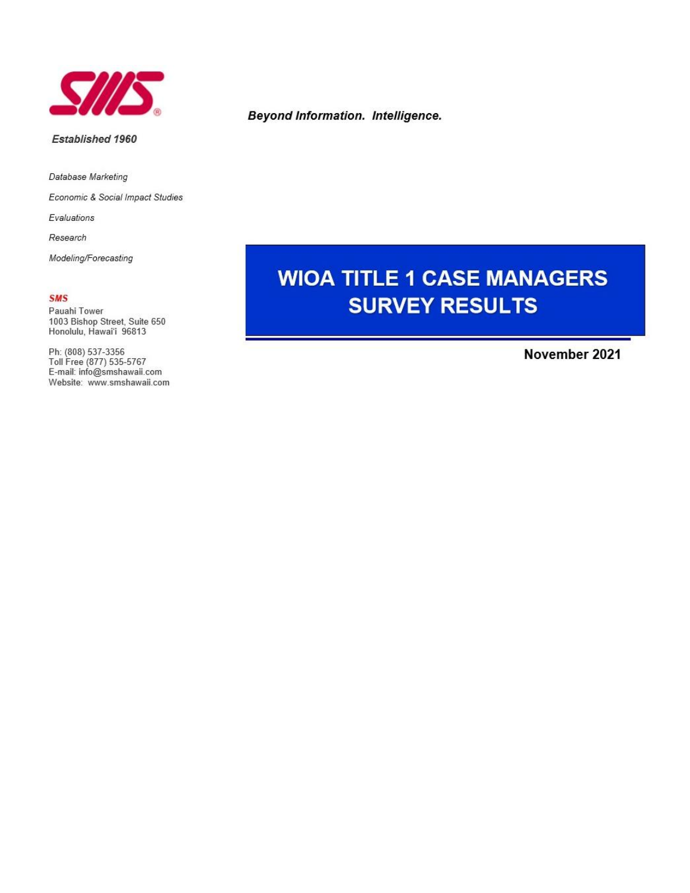SMS®

*Established 1960*

*Beyond Information. Intelligence.*

*Database Marketing*

*Economic & Social Impact Studies*

*Evaluations*

*Research*

*Modeling/Forecasting*

**SMS**
Pauahi Tower
1003 Bishop Street, Suite 650
Honolulu, Hawai'i 96813

Ph: (808) 537-3356
Toll Free (877) 535-5767
E-mail: info@smshawaii.com
Website: www.smshawaii.com

# WIOA TITLE 1 CASE MANAGERS SURVEY RESULTS

**November 2021**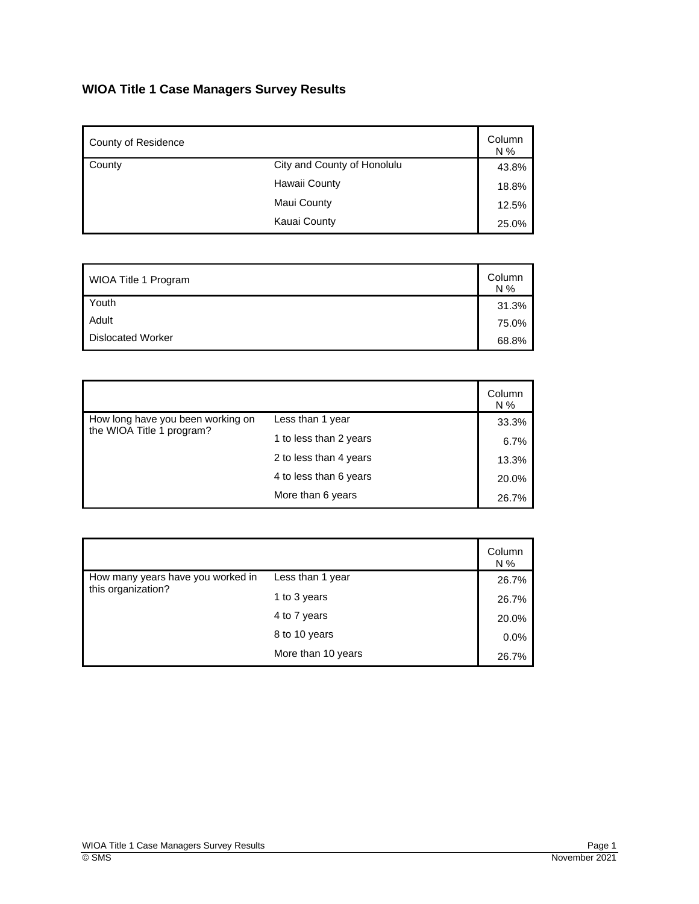## WIOA Title 1 Case Managers Survey Results

| County of Residence | | Column N % |
|---|---|---|
| County | City and County of Honolulu | 43.8% |
| | Hawaii County | 18.8% |
| | Maui County | 12.5% |
| | Kauai County | 25.0% |

| WIOA Title 1 Program | Column N % |
|---|---|
| Youth | 31.3% |
| Adult | 75.0% |
| Dislocated Worker | 68.8% |

| | | Column N % |
|---|---|---|
| How long have you been working on the WIOA Title 1 program? | Less than 1 year | 33.3% |
| | 1 to less than 2 years | 6.7% |
| | 2 to less than 4 years | 13.3% |
| | 4 to less than 6 years | 20.0% |
| | More than 6 years | 26.7% |

| | | Column N % |
|---|---|---|
| How many years have you worked in this organization? | Less than 1 year | 26.7% |
| | 1 to 3 years | 26.7% |
| | 4 to 7 years | 20.0% |
| | 8 to 10 years | 0.0% |
| | More than 10 years | 26.7% |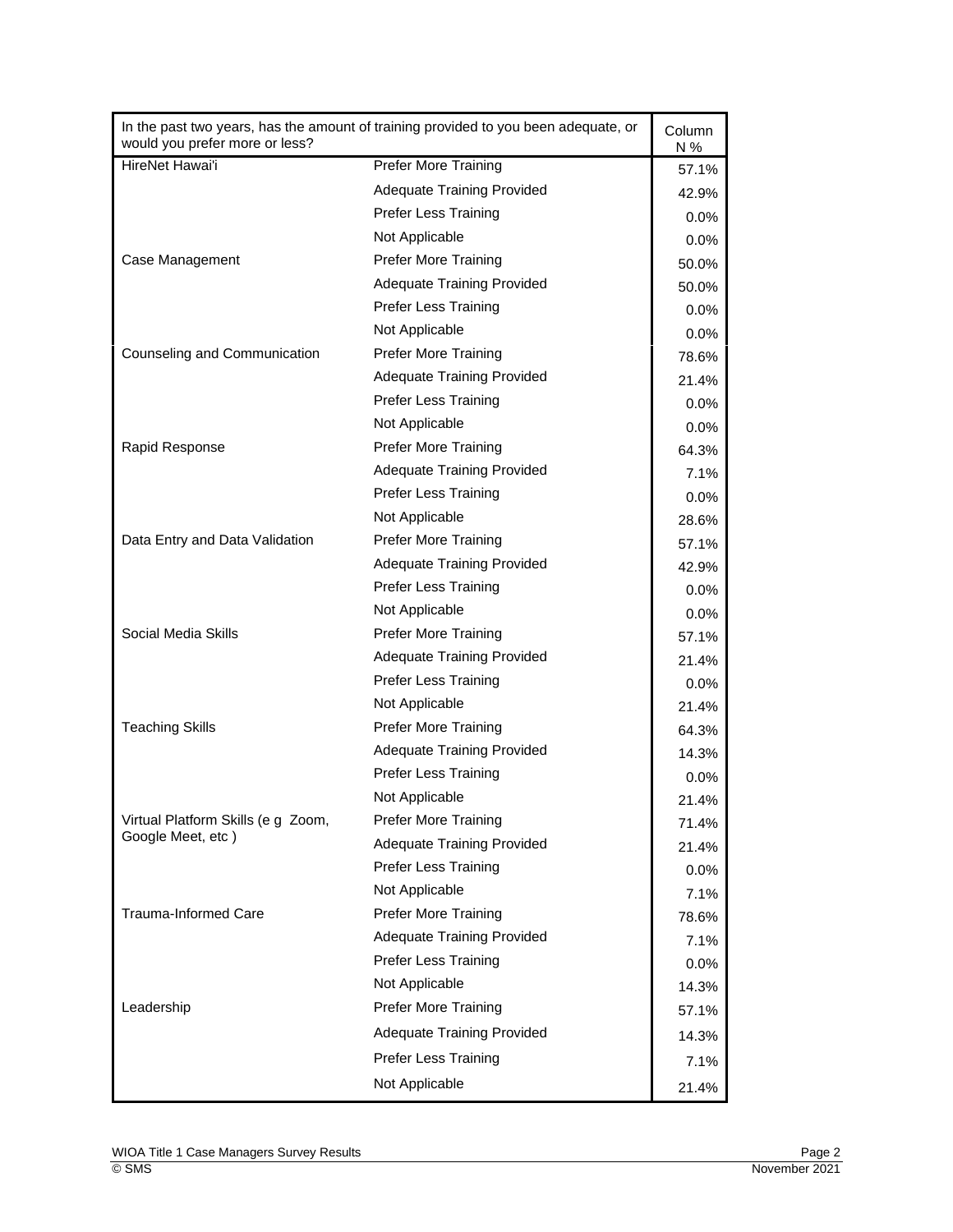| In the past two years, has the amount of training provided to you been adequate, or would you prefer more or less? | | Column N % |
|---|---|---|
| HireNet Hawai'i | Prefer More Training | 57.1% |
| | Adequate Training Provided | 42.9% |
| | Prefer Less Training | 0.0% |
| | Not Applicable | 0.0% |
| Case Management | Prefer More Training | 50.0% |
| | Adequate Training Provided | 50.0% |
| | Prefer Less Training | 0.0% |
| | Not Applicable | 0.0% |
| Counseling and Communication | Prefer More Training | 78.6% |
| | Adequate Training Provided | 21.4% |
| | Prefer Less Training | 0.0% |
| | Not Applicable | 0.0% |
| Rapid Response | Prefer More Training | 64.3% |
| | Adequate Training Provided | 7.1% |
| | Prefer Less Training | 0.0% |
| | Not Applicable | 28.6% |
| Data Entry and Data Validation | Prefer More Training | 57.1% |
| | Adequate Training Provided | 42.9% |
| | Prefer Less Training | 0.0% |
| | Not Applicable | 0.0% |
| Social Media Skills | Prefer More Training | 57.1% |
| | Adequate Training Provided | 21.4% |
| | Prefer Less Training | 0.0% |
| | Not Applicable | 21.4% |
| Teaching Skills | Prefer More Training | 64.3% |
| | Adequate Training Provided | 14.3% |
| | Prefer Less Training | 0.0% |
| | Not Applicable | 21.4% |
| Virtual Platform Skills (e g Zoom, Google Meet, etc ) | Prefer More Training | 71.4% |
| | Adequate Training Provided | 21.4% |
| | Prefer Less Training | 0.0% |
| | Not Applicable | 7.1% |
| Trauma-Informed Care | Prefer More Training | 78.6% |
| | Adequate Training Provided | 7.1% |
| | Prefer Less Training | 0.0% |
| | Not Applicable | 14.3% |
| Leadership | Prefer More Training | 57.1% |
| | Adequate Training Provided | 14.3% |
| | Prefer Less Training | 7.1% |
| | Not Applicable | 21.4% |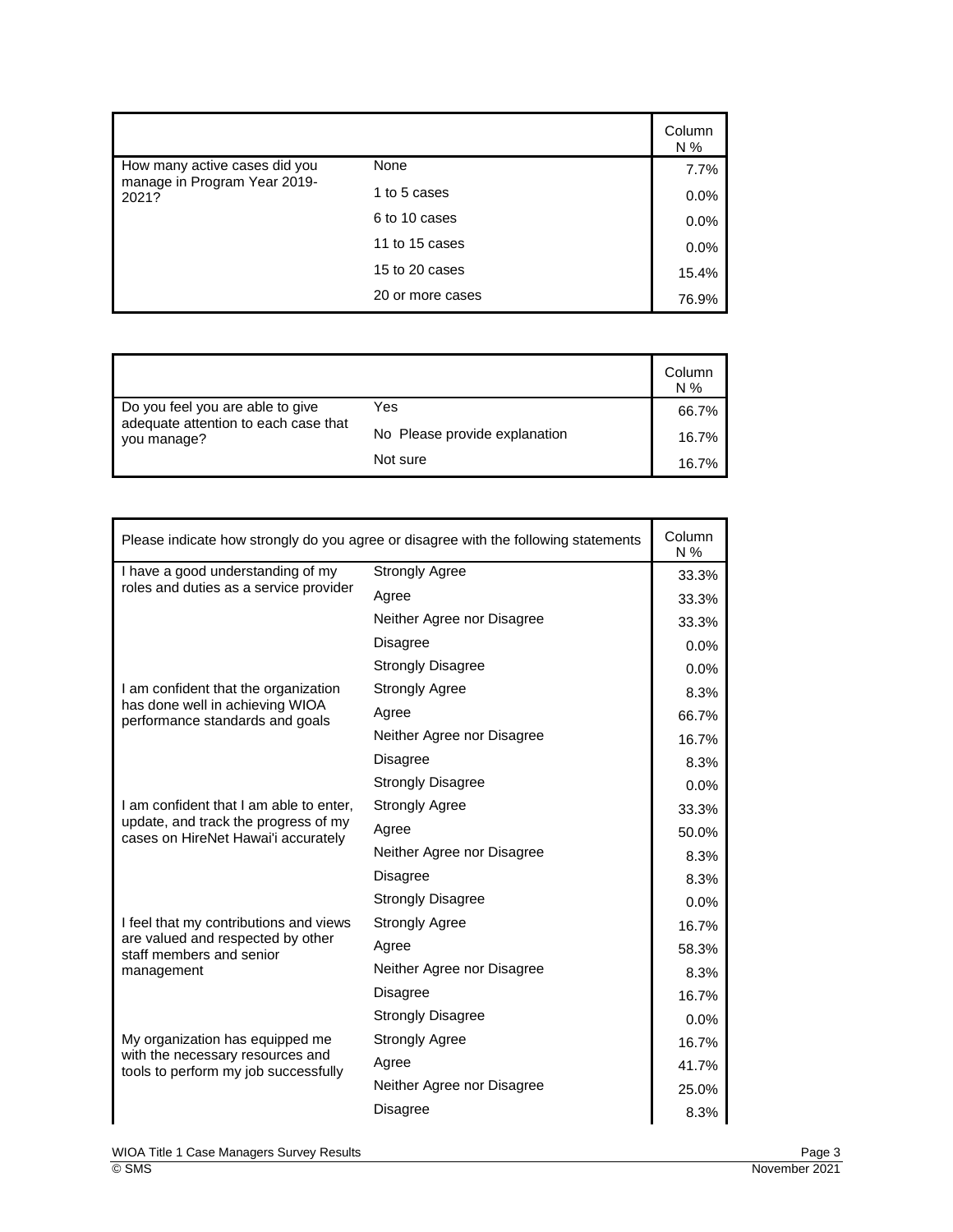| | | Column N % |
|---|---|---|
| How many active cases did you manage in Program Year 2019-2021? | None | 7.7% |
| | 1 to 5 cases | 0.0% |
| | 6 to 10 cases | 0.0% |
| | 11 to 15 cases | 0.0% |
| | 15 to 20 cases | 15.4% |
| | 20 or more cases | 76.9% |

| | | Column N % |
|---|---|---|
| Do you feel you are able to give adequate attention to each case that you manage? | Yes | 66.7% |
| | No Please provide explanation | 16.7% |
| | Not sure | 16.7% |

| Please indicate how strongly do you agree or disagree with the following statements | | Column N % |
|---|---|---|
| I have a good understanding of my roles and duties as a service provider | Strongly Agree | 33.3% |
| | Agree | 33.3% |
| | Neither Agree nor Disagree | 33.3% |
| | Disagree | 0.0% |
| | Strongly Disagree | 0.0% |
| I am confident that the organization has done well in achieving WIOA performance standards and goals | Strongly Agree | 8.3% |
| | Agree | 66.7% |
| | Neither Agree nor Disagree | 16.7% |
| | Disagree | 8.3% |
| | Strongly Disagree | 0.0% |
| I am confident that I am able to enter, update, and track the progress of my cases on HireNet Hawai'i accurately | Strongly Agree | 33.3% |
| | Agree | 50.0% |
| | Neither Agree nor Disagree | 8.3% |
| | Disagree | 8.3% |
| | Strongly Disagree | 0.0% |
| I feel that my contributions and views are valued and respected by other staff members and senior management | Strongly Agree | 16.7% |
| | Agree | 58.3% |
| | Neither Agree nor Disagree | 8.3% |
| | Disagree | 16.7% |
| | Strongly Disagree | 0.0% |
| My organization has equipped me with the necessary resources and tools to perform my job successfully | Strongly Agree | 16.7% |
| | Agree | 41.7% |
| | Neither Agree nor Disagree | 25.0% |
| | Disagree | 8.3% |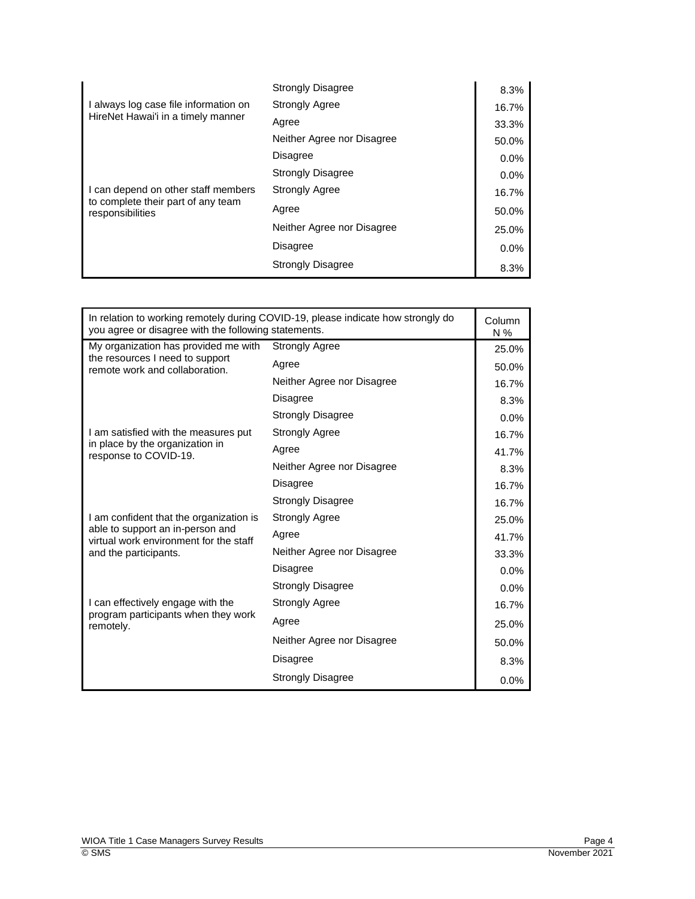| | | |
|---|---|---|
| | Strongly Disagree | 8.3% |
| I always log case file information on HireNet Hawai'i in a timely manner | Strongly Agree | 16.7% |
| | Agree | 33.3% |
| | Neither Agree nor Disagree | 50.0% |
| | Disagree | 0.0% |
| | Strongly Disagree | 0.0% |
| I can depend on other staff members to complete their part of any team responsibilities | Strongly Agree | 16.7% |
| | Agree | 50.0% |
| | Neither Agree nor Disagree | 25.0% |
| | Disagree | 0.0% |
| | Strongly Disagree | 8.3% |

| In relation to working remotely during COVID-19, please indicate how strongly do you agree or disagree with the following statements. | | Column N % |
|---|---|---|
| My organization has provided me with the resources I need to support remote work and collaboration. | Strongly Agree | 25.0% |
| | Agree | 50.0% |
| | Neither Agree nor Disagree | 16.7% |
| | Disagree | 8.3% |
| | Strongly Disagree | 0.0% |
| I am satisfied with the measures put in place by the organization in response to COVID-19. | Strongly Agree | 16.7% |
| | Agree | 41.7% |
| | Neither Agree nor Disagree | 8.3% |
| | Disagree | 16.7% |
| | Strongly Disagree | 16.7% |
| I am confident that the organization is able to support an in-person and virtual work environment for the staff and the participants. | Strongly Agree | 25.0% |
| | Agree | 41.7% |
| | Neither Agree nor Disagree | 33.3% |
| | Disagree | 0.0% |
| | Strongly Disagree | 0.0% |
| I can effectively engage with the program participants when they work remotely. | Strongly Agree | 16.7% |
| | Agree | 25.0% |
| | Neither Agree nor Disagree | 50.0% |
| | Disagree | 8.3% |
| | Strongly Disagree | 0.0% |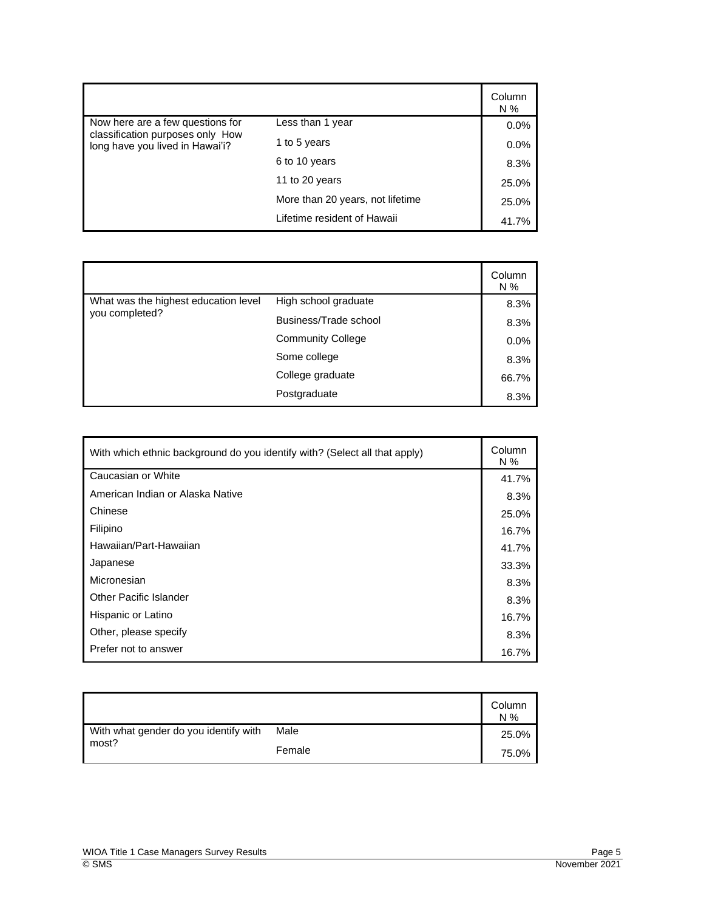| | | Column N % |
|---|---|---|
| Now here are a few questions for classification purposes only How long have you lived in Hawai'i? | Less than 1 year | 0.0% |
| | 1 to 5 years | 0.0% |
| | 6 to 10 years | 8.3% |
| | 11 to 20 years | 25.0% |
| | More than 20 years, not lifetime | 25.0% |
| | Lifetime resident of Hawaii | 41.7% |

| | | Column N % |
|---|---|---|
| What was the highest education level you completed? | High school graduate | 8.3% |
| | Business/Trade school | 8.3% |
| | Community College | 0.0% |
| | Some college | 8.3% |
| | College graduate | 66.7% |
| | Postgraduate | 8.3% |

| With which ethnic background do you identify with? (Select all that apply) | Column N % |
|---|---|
| Caucasian or White | 41.7% |
| American Indian or Alaska Native | 8.3% |
| Chinese | 25.0% |
| Filipino | 16.7% |
| Hawaiian/Part-Hawaiian | 41.7% |
| Japanese | 33.3% |
| Micronesian | 8.3% |
| Other Pacific Islander | 8.3% |
| Hispanic or Latino | 16.7% |
| Other, please specify | 8.3% |
| Prefer not to answer | 16.7% |

| | | Column N % |
|---|---|---|
| With what gender do you identify with most? | Male | 25.0% |
| | Female | 75.0% |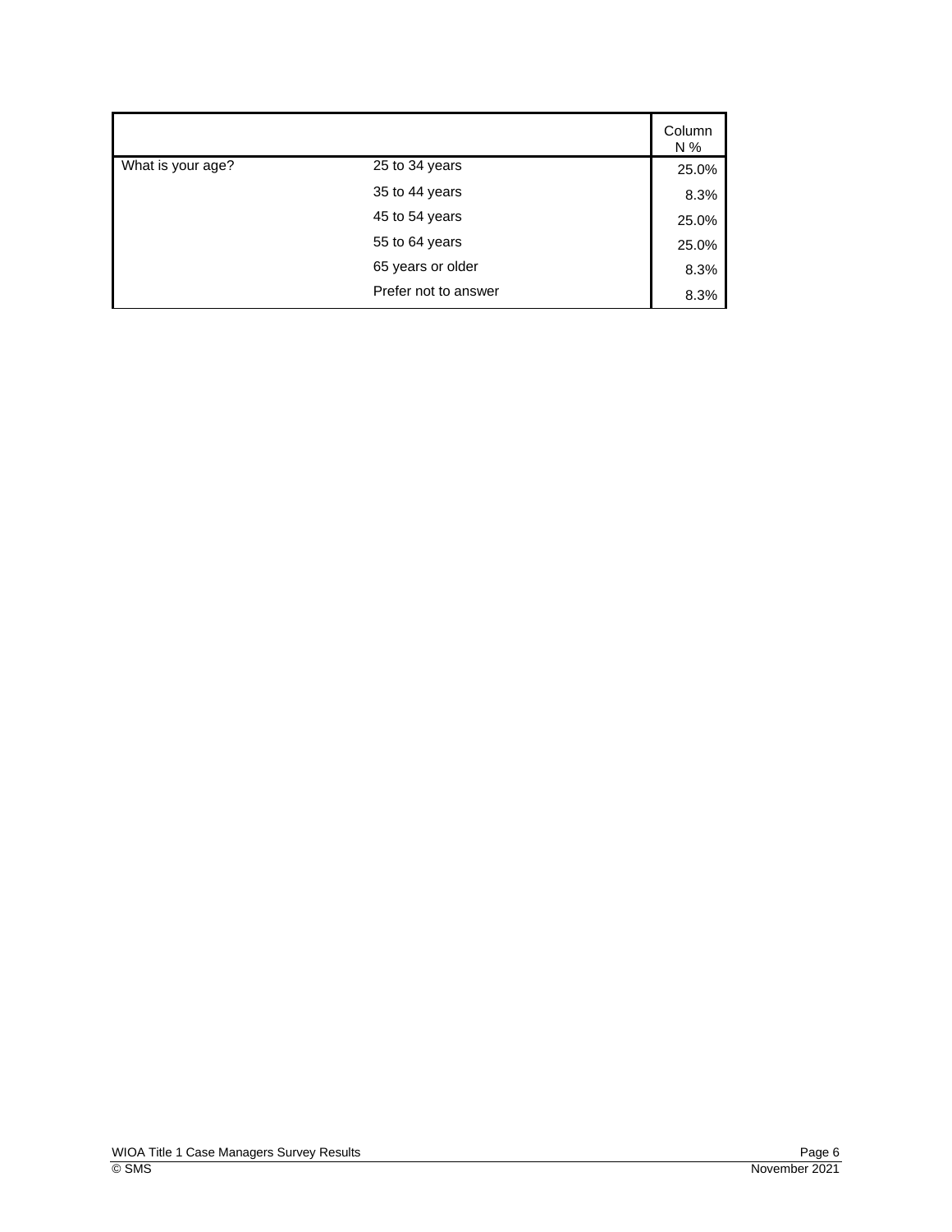| | | Column N % |
|---|---|---|
| What is your age? | 25 to 34 years | 25.0% |
| | 35 to 44 years | 8.3% |
| | 45 to 54 years | 25.0% |
| | 55 to 64 years | 25.0% |
| | 65 years or older | 8.3% |
| | Prefer not to answer | 8.3% |